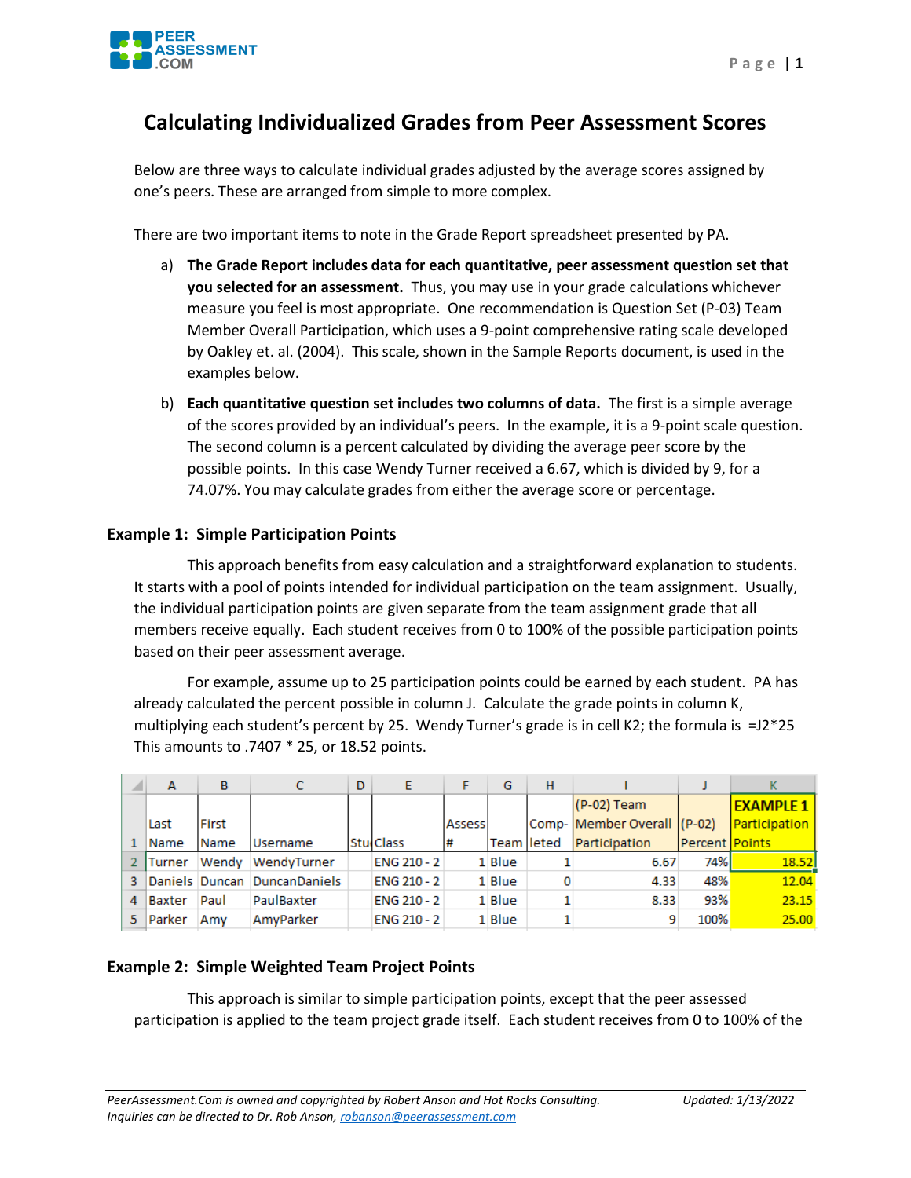# Calculating Individualized Grades from Peer Assessment Scores

Below are three ways to calculate individual grades adjusted by the average scores assigned by one's peers. These are arranged from simple to more complex.

There are two important items to note in the Grade Report spreadsheet presented by PA.

a) **The Grade Report includes data for each quantitative, peer assessment question set that you selected for an assessment.** Thus, you may use in your grade calculations whichever measure you feel is most appropriate. One recommendation is Question Set (P-03) Team Member Overall Participation, which uses a 9-point comprehensive rating scale developed by Oakley et. al. (2004). This scale, shown in the Sample Reports document, is used in the examples below.

b) **Each quantitative question set includes two columns of data.** The first is a simple average of the scores provided by an individual's peers. In the example, it is a 9-point scale question. The second column is a percent calculated by dividing the average peer score by the possible points. In this case Wendy Turner received a 6.67, which is divided by 9, for a 74.07%. You may calculate grades from either the average score or percentage.

## Example 1: Simple Participation Points

This approach benefits from easy calculation and a straightforward explanation to students. It starts with a pool of points intended for individual participation on the team assignment. Usually, the individual participation points are given separate from the team assignment grade that all members receive equally. Each student receives from 0 to 100% of the possible participation points based on their peer assessment average.

For example, assume up to 25 participation points could be earned by each student. PA has already calculated the percent possible in column J. Calculate the grade points in column K, multiplying each student's percent by 25. Wendy Turner's grade is in cell K2; the formula is =J2*25 This amounts to .7407 * 25, or 18.52 points.

| | A | B | C | D | E | F | G | H | I | J | K |
|---|---|---|---|---|---|---|---|---|---|---|---|
| 1 | Last Name | First Name | Username | Stu | Class | Assess # | Team | Comp-leted | (P-02) Team Member Overall Participation | (P-02) Percent | **EXAMPLE 1** Participation Points |
| 2 | Turner | Wendy | WendyTurner | | ENG 210 - 2 | 1 | Blue | 1 | 6.67 | 74% | 18.52 |
| 3 | Daniels | Duncan | DuncanDaniels | | ENG 210 - 2 | 1 | Blue | 0 | 4.33 | 48% | 12.04 |
| 4 | Baxter | Paul | PaulBaxter | | ENG 210 - 2 | 1 | Blue | 1 | 8.33 | 93% | 23.15 |
| 5 | Parker | Amy | AmyParker | | ENG 210 - 2 | 1 | Blue | 1 | 9 | 100% | 25.00 |

## Example 2: Simple Weighted Team Project Points

This approach is similar to simple participation points, except that the peer assessed participation is applied to the team project grade itself. Each student receives from 0 to 100% of the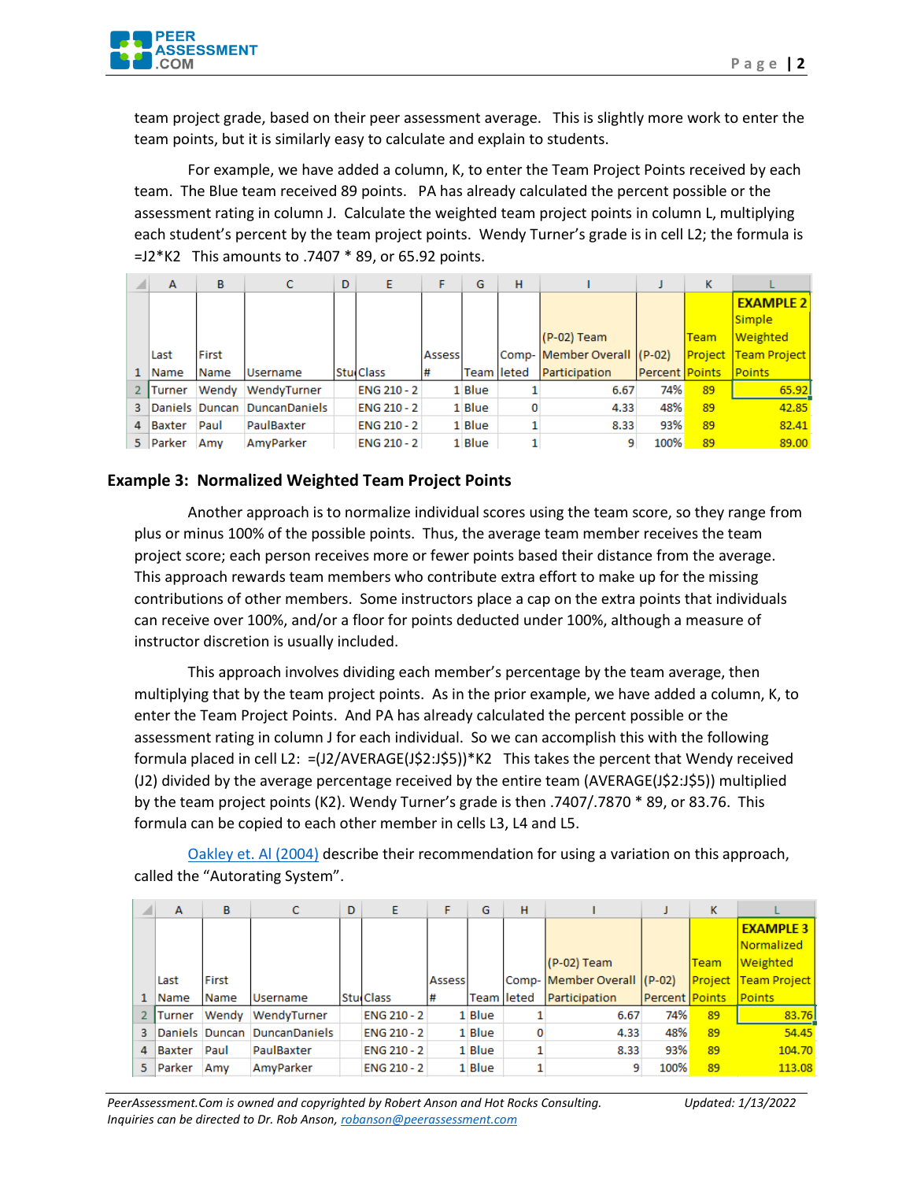team project grade, based on their peer assessment average. This is slightly more work to enter the team points, but it is similarly easy to calculate and explain to students.

For example, we have added a column, K, to enter the Team Project Points received by each team. The Blue team received 89 points. PA has already calculated the percent possible or the assessment rating in column J. Calculate the weighted team project points in column L, multiplying each student's percent by the team project points. Wendy Turner's grade is in cell L2; the formula is =J2*K2 This amounts to .7407 * 89, or 65.92 points.

| | A | B | C | D | E | F | G | H | I | J | K | L |
|---|---|---|---|---|---|---|---|---|---|---|---|---|
| 1 | Last Name | First Name | Username | Stu | Class | Assess # | Team | Comp-leted | (P-02) Team Member Overall Participation | (P-02) Percent | Team Project Points | EXAMPLE 2 Simple Weighted Team Project Points |
| 2 | Turner | Wendy | WendyTurner | | ENG 210 - 2 | 1 | Blue | 1 | 6.67 | 74% | 89 | 65.92 |
| 3 | Daniels | Duncan | DuncanDaniels | | ENG 210 - 2 | 1 | Blue | 0 | 4.33 | 48% | 89 | 42.85 |
| 4 | Baxter | Paul | PaulBaxter | | ENG 210 - 2 | 1 | Blue | 1 | 8.33 | 93% | 89 | 82.41 |
| 5 | Parker | Amy | AmyParker | | ENG 210 - 2 | 1 | Blue | 1 | 9 | 100% | 89 | 89.00 |

### Example 3: Normalized Weighted Team Project Points

Another approach is to normalize individual scores using the team score, so they range from plus or minus 100% of the possible points. Thus, the average team member receives the team project score; each person receives more or fewer points based their distance from the average. This approach rewards team members who contribute extra effort to make up for the missing contributions of other members. Some instructors place a cap on the extra points that individuals can receive over 100%, and/or a floor for points deducted under 100%, although a measure of instructor discretion is usually included.

This approach involves dividing each member's percentage by the team average, then multiplying that by the team project points. As in the prior example, we have added a column, K, to enter the Team Project Points. And PA has already calculated the percent possible or the assessment rating in column J for each individual. So we can accomplish this with the following formula placed in cell L2: =(J2/AVERAGE(J$2:J$5))*K2 This takes the percent that Wendy received (J2) divided by the average percentage received by the entire team (AVERAGE(J$2:J$5)) multiplied by the team project points (K2). Wendy Turner's grade is then .7407/.7870 * 89, or 83.76. This formula can be copied to each other member in cells L3, L4 and L5.

Oakley et. Al (2004) describe their recommendation for using a variation on this approach, called the "Autorating System".

| | A | B | C | D | E | F | G | H | I | J | K | L |
|---|---|---|---|---|---|---|---|---|---|---|---|---|
| 1 | Last Name | First Name | Username | Stu | Class | Assess # | Team | Comp-leted | (P-02) Team Member Overall Participation | (P-02) Percent | Team Project Points | EXAMPLE 3 Normalized Weighted Team Project Points |
| 2 | Turner | Wendy | WendyTurner | | ENG 210 - 2 | 1 | Blue | 1 | 6.67 | 74% | 89 | 83.76 |
| 3 | Daniels | Duncan | DuncanDaniels | | ENG 210 - 2 | 1 | Blue | 0 | 4.33 | 48% | 89 | 54.45 |
| 4 | Baxter | Paul | PaulBaxter | | ENG 210 - 2 | 1 | Blue | 1 | 8.33 | 93% | 89 | 104.70 |
| 5 | Parker | Amy | AmyParker | | ENG 210 - 2 | 1 | Blue | 1 | 9 | 100% | 89 | 113.08 |

*PeerAssessment.Com is owned and copyrighted by Robert Anson and Hot Rocks Consulting.* *Updated: 1/13/2022*
*Inquiries can be directed to Dr. Rob Anson, robanson@peerassessment.com*